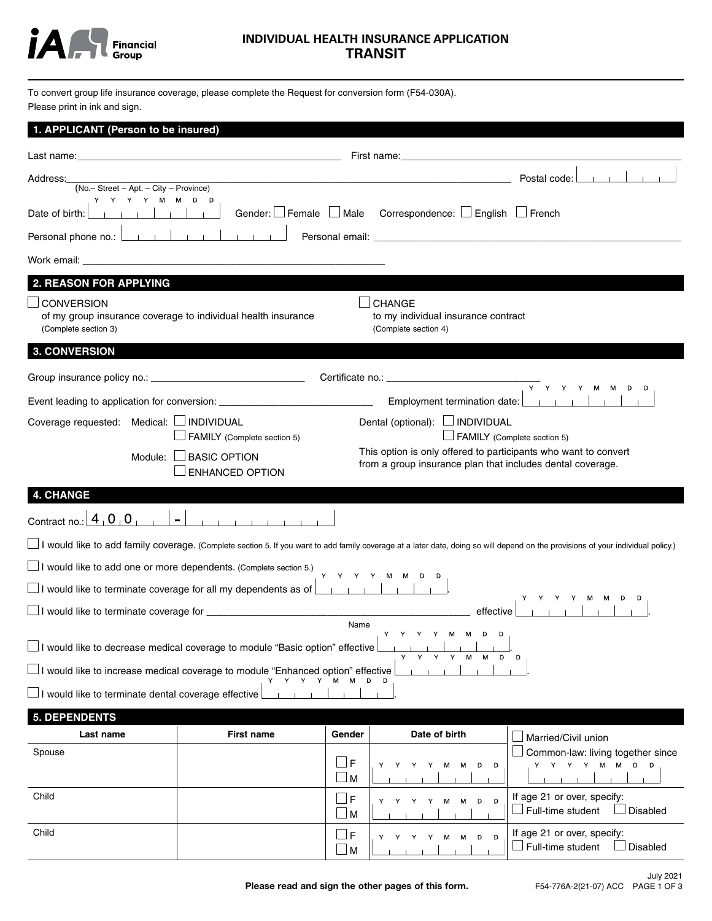# INDIVIDUAL HEALTH INSURANCE APPLICATION
## TRANSIT

To convert group life insurance coverage, please complete the Request for conversion form (F54-030A).
Please print in ink and sign.

### 1. APPLICANT (Person to be insured)

Last name: ______________________ First name: ______________________

Address: ______________________ Postal code: ☐☐☐☐☐☐
(No.– Street – Apt. – City – Province)

Date of birth: (Y Y Y Y M M D D) Gender: ☐ Female ☐ Male Correspondence: ☐ English ☐ French

Personal phone no.: ______________________ Personal email: ______________________

Work email: ______________________

### 2. REASON FOR APPLYING

☐ CONVERSION
of my group insurance coverage to individual health insurance
(Complete section 3)

☐ CHANGE
to my individual insurance contract
(Complete section 4)

### 3. CONVERSION

Group insurance policy no.: ______________________ Certificate no.: ______________________

Event leading to application for conversion: ______________________ Employment termination date: (Y Y Y Y M M D D)

Coverage requested: Medical: ☐ INDIVIDUAL
☐ FAMILY (Complete section 5)

Module: ☐ BASIC OPTION
☐ ENHANCED OPTION

Dental (optional): ☐ INDIVIDUAL
☐ FAMILY (Complete section 5)

This option is only offered to participants who want to convert from a group insurance plan that includes dental coverage.

### 4. CHANGE

Contract no.: 4 0 0 _ _ _ - _ _ _ _ _ _ _ _ _

☐ I would like to add family coverage. (Complete section 5. If you want to add family coverage at a later date, doing so will depend on the provisions of your individual policy.)

☐ I would like to add one or more dependents. (Complete section 5.)

☐ I would like to terminate coverage for all my dependents as of (Y Y Y Y M M D D).

☐ I would like to terminate coverage for ______________________ (Name) effective (Y Y Y Y M M D D).

☐ I would like to decrease medical coverage to module "Basic option" effective (Y Y Y Y M M D D).

☐ I would like to increase medical coverage to module "Enhanced option" effective (Y Y Y Y M M D D).

☐ I would like to terminate dental coverage effective (Y Y Y Y M M D D).

### 5. DEPENDENTS

| Last name | First name | Gender | Date of birth | |
|---|---|---|---|---|
| Spouse | | ☐ F<br>☐ M | Y Y Y Y M M D D | ☐ Married/Civil union<br>☐ Common-law: living together since (Y Y Y Y M M D D) |
| Child | | ☐ F<br>☐ M | Y Y Y Y M M D D | If age 21 or over, specify:<br>☐ Full-time student ☐ Disabled |
| Child | | ☐ F<br>☐ M | Y Y Y Y M M D D | If age 21 or over, specify:<br>☐ Full-time student ☐ Disabled |

**Please read and sign the other pages of this form.**

July 2021
F54-776A-2(21-07) ACC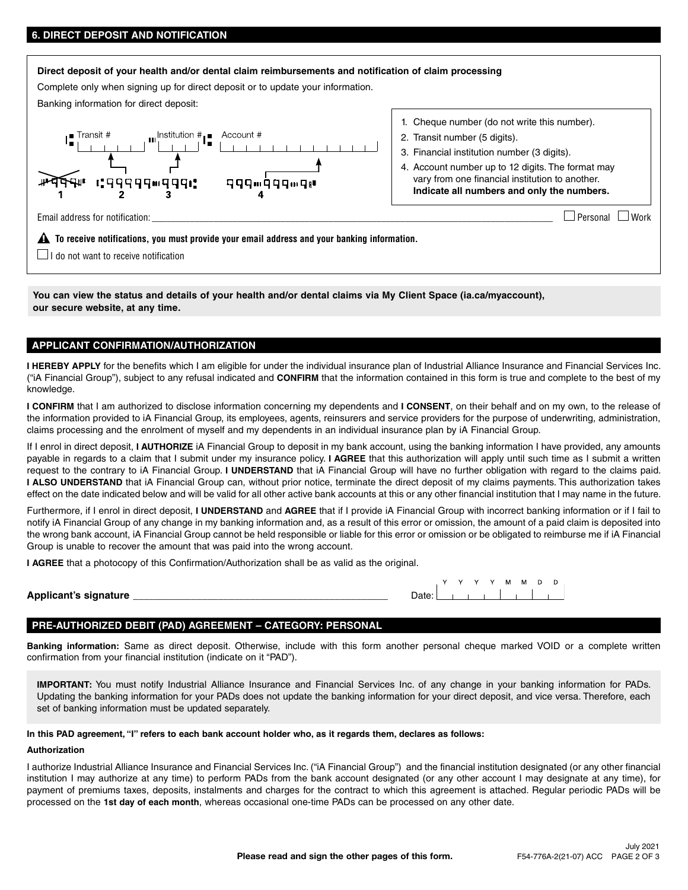## 6. DIRECT DEPOSIT AND NOTIFICATION

**Direct deposit of your health and/or dental claim reimbursements and notification of claim processing**

Complete only when signing up for direct deposit or to update your information.

Banking information for direct deposit:

Transit # \_\_\_\_\_ Institution # \_\_\_ Account # \_\_\_\_\_\_\_\_\_\_\_\_

1. Cheque number (do not write this number).
2. Transit number (5 digits).
3. Financial institution number (3 digits).
4. Account number up to 12 digits. The format may vary from one financial institution to another. **Indicate all numbers and only the numbers.**

Email address for notification: \_\_\_\_\_\_\_\_\_\_\_\_\_\_\_\_\_\_\_\_\_\_\_\_\_\_\_\_\_\_\_\_\_\_\_\_\_\_\_\_ ☐ Personal ☐ Work

⚠ **To receive notifications, you must provide your email address and your banking information.**

☐ I do not want to receive notification

**You can view the status and details of your health and/or dental claims via My Client Space (ia.ca/myaccount), our secure website, at any time.**

## APPLICANT CONFIRMATION/AUTHORIZATION

**I HEREBY APPLY** for the benefits which I am eligible for under the individual insurance plan of Industrial Alliance Insurance and Financial Services Inc. ("iA Financial Group"), subject to any refusal indicated and **CONFIRM** that the information contained in this form is true and complete to the best of my knowledge.

**I CONFIRM** that I am authorized to disclose information concerning my dependents and **I CONSENT**, on their behalf and on my own, to the release of the information provided to iA Financial Group, its employees, agents, reinsurers and service providers for the purpose of underwriting, administration, claims processing and the enrolment of myself and my dependents in an individual insurance plan by iA Financial Group.

If I enrol in direct deposit, **I AUTHORIZE** iA Financial Group to deposit in my bank account, using the banking information I have provided, any amounts payable in regards to a claim that I submit under my insurance policy. **I AGREE** that this authorization will apply until such time as I submit a written request to the contrary to iA Financial Group. **I UNDERSTAND** that iA Financial Group will have no further obligation with regard to the claims paid. **I ALSO UNDERSTAND** that iA Financial Group can, without prior notice, terminate the direct deposit of my claims payments. This authorization takes effect on the date indicated below and will be valid for all other active bank accounts at this or any other financial institution that I may name in the future.

Furthermore, if I enrol in direct deposit, **I UNDERSTAND** and **AGREE** that if I provide iA Financial Group with incorrect banking information or if I fail to notify iA Financial Group of any change in my banking information and, as a result of this error or omission, the amount of a paid claim is deposited into the wrong bank account, iA Financial Group cannot be held responsible or liable for this error or omission or be obligated to reimburse me if iA Financial Group is unable to recover the amount that was paid into the wrong account.

**I AGREE** that a photocopy of this Confirmation/Authorization shall be as valid as the original.

**Applicant's signature** \_\_\_\_\_\_\_\_\_\_\_\_\_\_\_\_\_\_\_\_\_\_\_\_\_\_\_\_\_\_ Date: Y Y Y Y M M D D

## PRE-AUTHORIZED DEBIT (PAD) AGREEMENT – CATEGORY: PERSONAL

**Banking information:** Same as direct deposit. Otherwise, include with this form another personal cheque marked VOID or a complete written confirmation from your financial institution (indicate on it "PAD").

**IMPORTANT:** You must notify Industrial Alliance Insurance and Financial Services Inc. of any change in your banking information for PADs. Updating the banking information for your PADs does not update the banking information for your direct deposit, and vice versa. Therefore, each set of banking information must be updated separately.

**In this PAD agreement, "I" refers to each bank account holder who, as it regards them, declares as follows:**

**Authorization**

I authorize Industrial Alliance Insurance and Financial Services Inc. ("iA Financial Group") and the financial institution designated (or any other financial institution I may authorize at any time) to perform PADs from the bank account designated (or any other account I may designate at any time), for payment of premiums taxes, deposits, instalments and charges for the contract to which this agreement is attached. Regular periodic PADs will be processed on the **1st day of each month**, whereas occasional one-time PADs can be processed on any other date.

**Please read and sign the other pages of this form.**

July 2021
F54-776A-2(21-07) ACC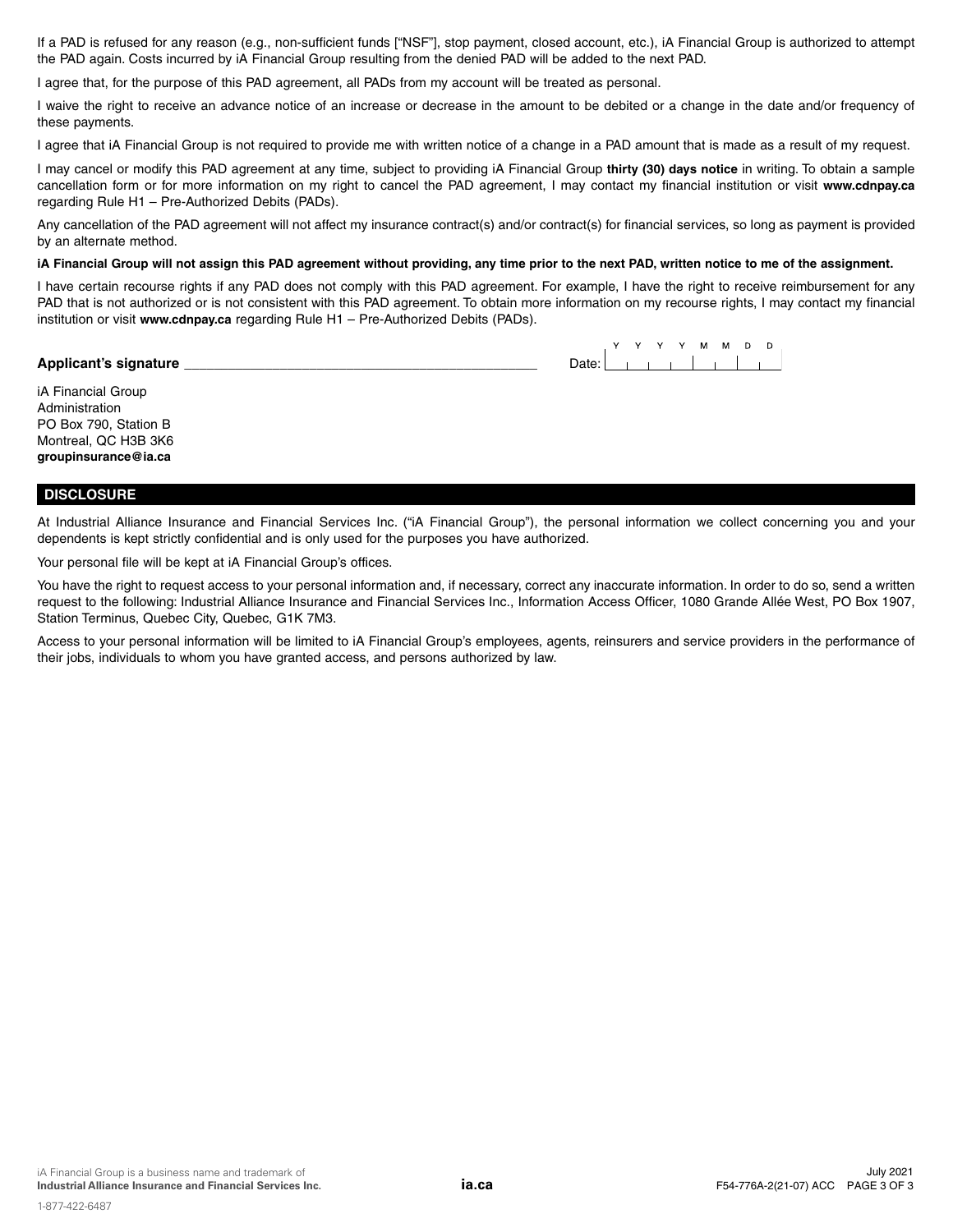If a PAD is refused for any reason (e.g., non-sufficient funds ["NSF"], stop payment, closed account, etc.), iA Financial Group is authorized to attempt the PAD again. Costs incurred by iA Financial Group resulting from the denied PAD will be added to the next PAD.

I agree that, for the purpose of this PAD agreement, all PADs from my account will be treated as personal.

I waive the right to receive an advance notice of an increase or decrease in the amount to be debited or a change in the date and/or frequency of these payments.

I agree that iA Financial Group is not required to provide me with written notice of a change in a PAD amount that is made as a result of my request.

I may cancel or modify this PAD agreement at any time, subject to providing iA Financial Group **thirty (30) days notice** in writing. To obtain a sample cancellation form or for more information on my right to cancel the PAD agreement, I may contact my financial institution or visit **www.cdnpay.ca** regarding Rule H1 – Pre-Authorized Debits (PADs).

Any cancellation of the PAD agreement will not affect my insurance contract(s) and/or contract(s) for financial services, so long as payment is provided by an alternate method.

**iA Financial Group will not assign this PAD agreement without providing, any time prior to the next PAD, written notice to me of the assignment.**

I have certain recourse rights if any PAD does not comply with this PAD agreement. For example, I have the right to receive reimbursement for any PAD that is not authorized or is not consistent with this PAD agreement. To obtain more information on my recourse rights, I may contact my financial institution or visit **www.cdnpay.ca** regarding Rule H1 – Pre-Authorized Debits (PADs).

**Applicant's signature** ______________________________ Date: Y Y Y Y M M D D

iA Financial Group
Administration
PO Box 790, Station B
Montreal, QC H3B 3K6
**groupinsurance@ia.ca**

## DISCLOSURE

At Industrial Alliance Insurance and Financial Services Inc. ("iA Financial Group"), the personal information we collect concerning you and your dependents is kept strictly confidential and is only used for the purposes you have authorized.

Your personal file will be kept at iA Financial Group's offices.

You have the right to request access to your personal information and, if necessary, correct any inaccurate information. In order to do so, send a written request to the following: Industrial Alliance Insurance and Financial Services Inc., Information Access Officer, 1080 Grande Allée West, PO Box 1907, Station Terminus, Quebec City, Quebec, G1K 7M3.

Access to your personal information will be limited to iA Financial Group's employees, agents, reinsurers and service providers in the performance of their jobs, individuals to whom you have granted access, and persons authorized by law.